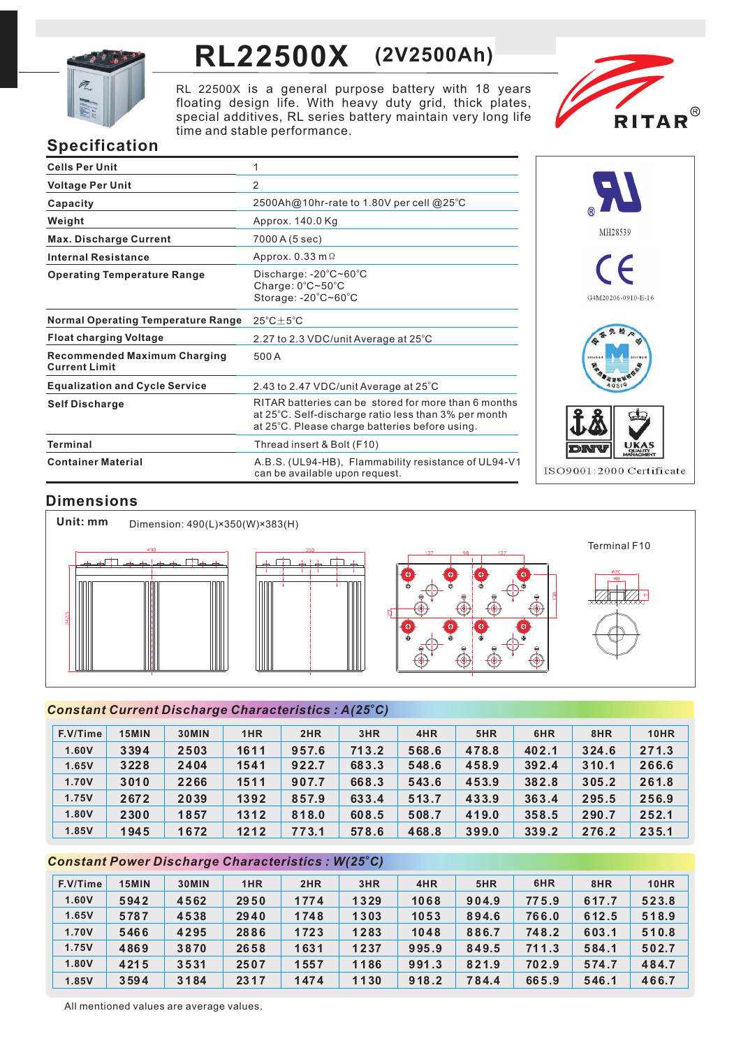# RL22500X (2V2500Ah)

RL 22500X is a general purpose battery with 18 years floating design life. With heavy duty grid, thick plates, special additives, RL series battery maintain very long life time and stable performance.

RITAR®

## Specification

| | |
|---|---|
| **Cells Per Unit** | 1 |
| **Voltage Per Unit** | 2 |
| **Capacity** | 2500Ah@10hr-rate to 1.80V per cell @25°C |
| **Weight** | Approx. 140.0 Kg |
| **Max. Discharge Current** | 7000 A (5 sec) |
| **Internal Resistance** | Approx. 0.33 mΩ |
| **Operating Temperature Range** | Discharge: -20°C~60°C<br>Charge: 0°C~50°C<br>Storage: -20°C~60°C |
| **Normal Operating Temperature Range** | 25°C±5°C |
| **Float charging Voltage** | 2.27 to 2.3 VDC/unit Average at 25°C |
| **Recommended Maximum Charging Current Limit** | 500 A |
| **Equalization and Cycle Service** | 2.43 to 2.47 VDC/unit Average at 25°C |
| **Self Discharge** | RITAR batteries can be stored for more than 6 months at 25°C. Self-discharge ratio less than 3% per month at 25°C. Please charge batteries before using. |
| **Terminal** | Thread insert & Bolt (F10) |
| **Container Material** | A.B.S. (UL94-HB), Flammability resistance of UL94-V1 can be available upon request. |

MH28539

G4M20206-0910-E-16

ISO9001:2000 Certificate

## Dimensions

**Unit: mm** Dimension: 490(L)×350(W)×383(H)

Terminal F10

### Constant Current Discharge Characteristics : A(25°C)

| F.V/Time | 15MIN | 30MIN | 1HR | 2HR | 3HR | 4HR | 5HR | 6HR | 8HR | 10HR |
|---|---|---|---|---|---|---|---|---|---|---|
| 1.60V | 3394 | 2503 | 1611 | 957.6 | 713.2 | 568.6 | 478.8 | 402.1 | 324.6 | 271.3 |
| 1.65V | 3228 | 2404 | 1541 | 922.7 | 683.3 | 548.6 | 458.9 | 392.4 | 310.1 | 266.6 |
| 1.70V | 3010 | 2266 | 1511 | 907.7 | 668.3 | 543.6 | 453.9 | 382.8 | 305.2 | 261.8 |
| 1.75V | 2672 | 2039 | 1392 | 857.9 | 633.4 | 513.7 | 433.9 | 363.4 | 295.5 | 256.9 |
| 1.80V | 2300 | 1857 | 1312 | 818.0 | 608.5 | 508.7 | 419.0 | 358.5 | 290.7 | 252.1 |
| 1.85V | 1945 | 1672 | 1212 | 773.1 | 578.6 | 468.8 | 399.0 | 339.2 | 276.2 | 235.1 |

### Constant Power Discharge Characteristics : W(25°C)

| F.V/Time | 15MIN | 30MIN | 1HR | 2HR | 3HR | 4HR | 5HR | 6HR | 8HR | 10HR |
|---|---|---|---|---|---|---|---|---|---|---|
| 1.60V | 5942 | 4562 | 2950 | 1774 | 1329 | 1068 | 904.9 | 775.9 | 617.7 | 523.8 |
| 1.65V | 5787 | 4538 | 2940 | 1748 | 1303 | 1053 | 894.6 | 766.0 | 612.5 | 518.9 |
| 1.70V | 5466 | 4295 | 2886 | 1723 | 1283 | 1048 | 886.7 | 748.2 | 603.1 | 510.8 |
| 1.75V | 4869 | 3870 | 2658 | 1631 | 1237 | 995.9 | 849.5 | 711.3 | 584.1 | 502.7 |
| 1.80V | 4215 | 3531 | 2507 | 1557 | 1186 | 991.3 | 821.9 | 702.9 | 574.7 | 484.7 |
| 1.85V | 3594 | 3184 | 2317 | 1474 | 1130 | 918.2 | 784.4 | 665.9 | 546.1 | 466.7 |

All mentioned values are average values.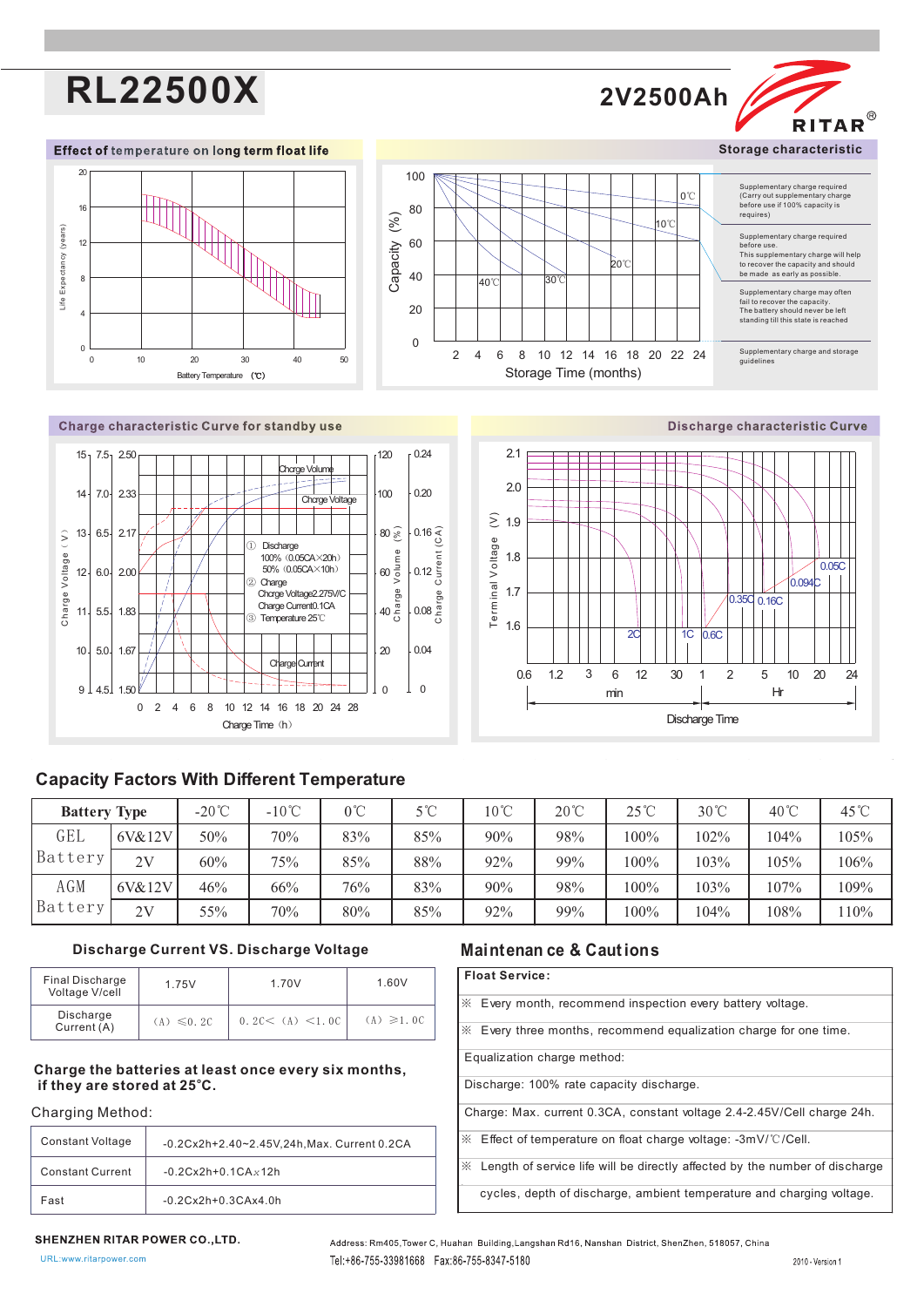# RL22500X

## 2V2500Ah

RITAR®

### Effect of temperature on long term float life

Life Expectancy (years)

20
16
12
8
4
0

0 10 20 30 40 50

Battery Temperature (℃)

### Storage characteristic

Capacity (%)

100
80
60
40
20
0

0℃
10℃
20℃
30℃
40℃

2 4 6 8 10 12 14 16 18 20 22 24

Storage Time (months)

Supplementary charge required (Carry out supplementary charge before use if 100% capacity is requires)

Supplementary charge required before use. This supplementary charge will help to recover the capacity and should be made as early as possible.

Supplementary charge may often fail to recover the capacity. The battery should never be left standing till this state is reached

Supplementary charge and storage guidelines

### Charge characteristic Curve for standby use

Charge Voltage (V)

15 7.5 2.50
14 7.0 2.33
13 6.5 2.17
12 6.0 2.00
11 5.5 1.83
10 5.0 1.67
9 4.5 1.50

Charge Volume (%)

120
100
80
60
40
20
0

Charge Current (CA)

0.24
0.20
0.16
0.12
0.08
0.04
0

Charge Volume

Charge Voltage

Charge Current

① Discharge
100% (0.05CA×20h)
50% (0.05CA×10h)
② Charge
Charge Voltage2.275V/C
Charge Current0.1CA
③ Temperature 25℃

0 2 4 6 8 10 12 14 16 18 20 24 28

Charge Time (h)

### Discharge characteristic Curve

Terminal Voltage (V)

2.1
2.0
1.9
1.8
1.7
1.6

2C 1C 0.6C 0.35C 0.16C 0.094C 0.05C

0.6 1.2 3 6 12 30 1 2 5 10 20 24

min Hr

Discharge Time

## Capacity Factors With Different Temperature

| Battery Type | | -20℃ | -10℃ | 0℃ | 5℃ | 10℃ | 20℃ | 25℃ | 30℃ | 40℃ | 45℃ |
|---|---|---|---|---|---|---|---|---|---|---|---|
| GEL Battery | 6V&12V | 50% | 70% | 83% | 85% | 90% | 98% | 100% | 102% | 104% | 105% |
| | 2V | 60% | 75% | 85% | 88% | 92% | 99% | 100% | 103% | 105% | 106% |
| AGM Battery | 6V&12V | 46% | 66% | 76% | 83% | 90% | 98% | 100% | 103% | 107% | 109% |
| | 2V | 55% | 70% | 80% | 85% | 92% | 99% | 100% | 104% | 108% | 110% |

### Discharge Current VS. Discharge Voltage

| Final Discharge Voltage V/cell | 1.75V | 1.70V | 1.60V |
|---|---|---|---|
| Discharge Current (A) | (A) ≤0.2C | 0.2C< (A) <1.0C | (A) ≥1.0C |

**Charge the batteries at least once every six months, if they are stored at 25°C.**

Charging Method:

| | |
|---|---|
| Constant Voltage | -0.2Cx2h+2.40~2.45V,24h,Max. Current 0.2CA |
| Constant Current | -0.2Cx2h+0.1CAx12h |
| Fast | -0.2Cx2h+0.3CAx4.0h |

### Maintenance & Cautions

**Float Service:**

※ Every month, recommend inspection every battery voltage.

※ Every three months, recommend equalization charge for one time.

Equalization charge method:

Discharge: 100% rate capacity discharge.

Charge: Max. current 0.3CA, constant voltage 2.4-2.45V/Cell charge 24h.

※ Effect of temperature on float charge voltage: -3mV/℃/Cell.

※ Length of service life will be directly affected by the number of discharge cycles, depth of discharge, ambient temperature and charging voltage.

**SHENZHEN RITAR POWER CO.,LTD.**

URL:www.ritarpower.com

Address: Rm405,Tower C, Huahan Building,Langshan Rd16, Nanshan District, ShenZhen, 518057, China

Tel:+86-755-33981668 Fax:86-755-8347-5180

2010 - Version 1